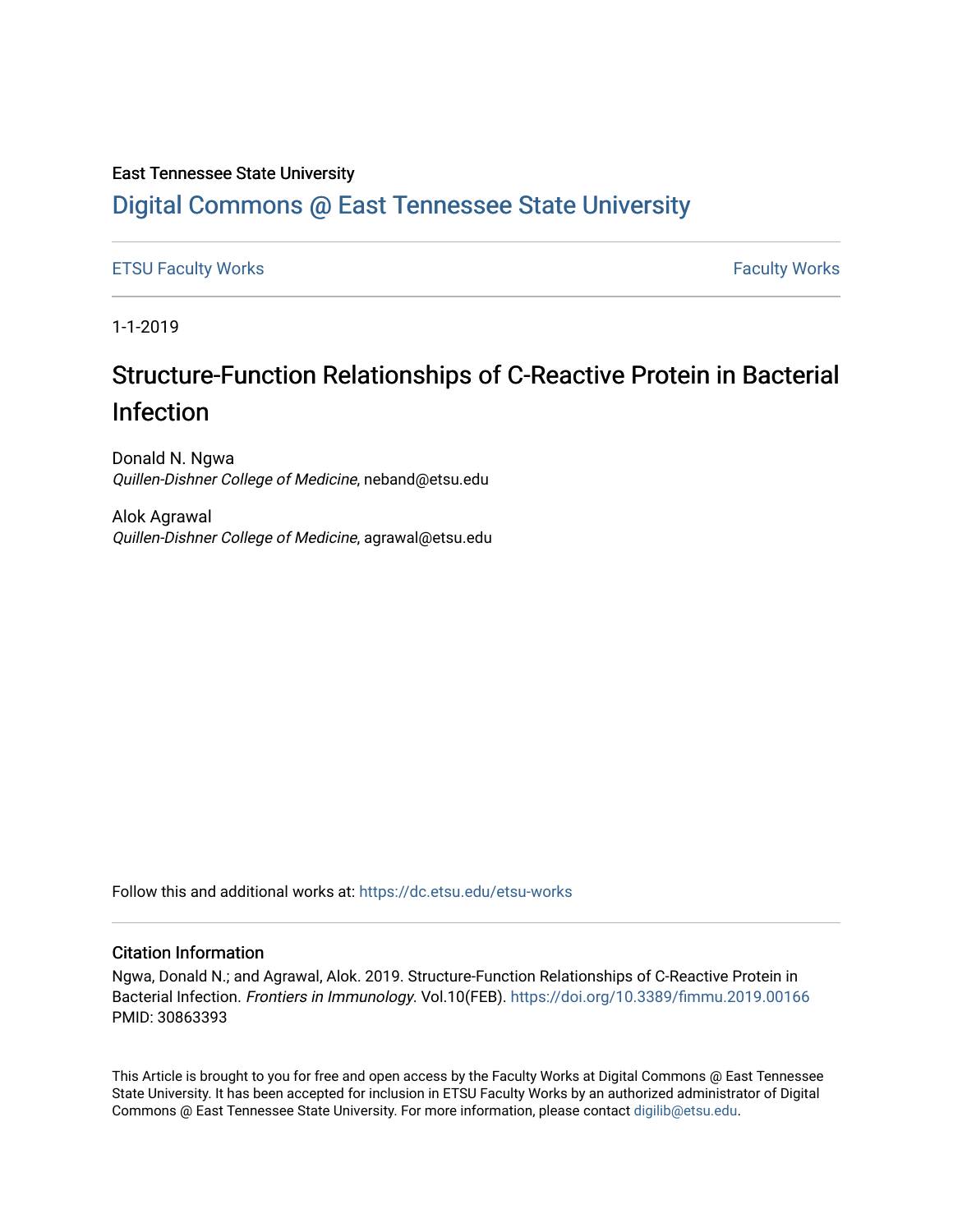East Tennessee State University

# Digital Commons @ East Tennessee State University

ETSU Faculty Works

Faculty Works

1-1-2019

## Structure-Function Relationships of C-Reactive Protein in Bacterial Infection

Donald N. Ngwa
*Quillen-Dishner College of Medicine*, neband@etsu.edu

Alok Agrawal
*Quillen-Dishner College of Medicine*, agrawal@etsu.edu

Follow this and additional works at: https://dc.etsu.edu/etsu-works

### Citation Information

Ngwa, Donald N.; and Agrawal, Alok. 2019. Structure-Function Relationships of C-Reactive Protein in Bacterial Infection. *Frontiers in Immunology*. Vol.10(FEB). https://doi.org/10.3389/fimmu.2019.00166 PMID: 30863393

This Article is brought to you for free and open access by the Faculty Works at Digital Commons @ East Tennessee State University. It has been accepted for inclusion in ETSU Faculty Works by an authorized administrator of Digital Commons @ East Tennessee State University. For more information, please contact digilib@etsu.edu.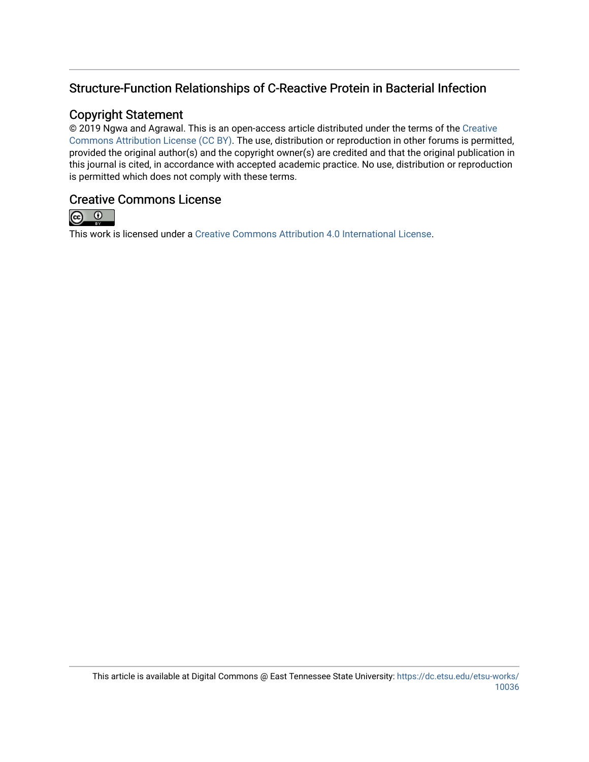Structure-Function Relationships of C-Reactive Protein in Bacterial Infection

## Copyright Statement

© 2019 Ngwa and Agrawal. This is an open-access article distributed under the terms of the Creative Commons Attribution License (CC BY). The use, distribution or reproduction in other forums is permitted, provided the original author(s) and the copyright owner(s) are credited and that the original publication in this journal is cited, in accordance with accepted academic practice. No use, distribution or reproduction is permitted which does not comply with these terms.

## Creative Commons License

This work is licensed under a Creative Commons Attribution 4.0 International License.

This article is available at Digital Commons @ East Tennessee State University: https://dc.etsu.edu/etsu-works/10036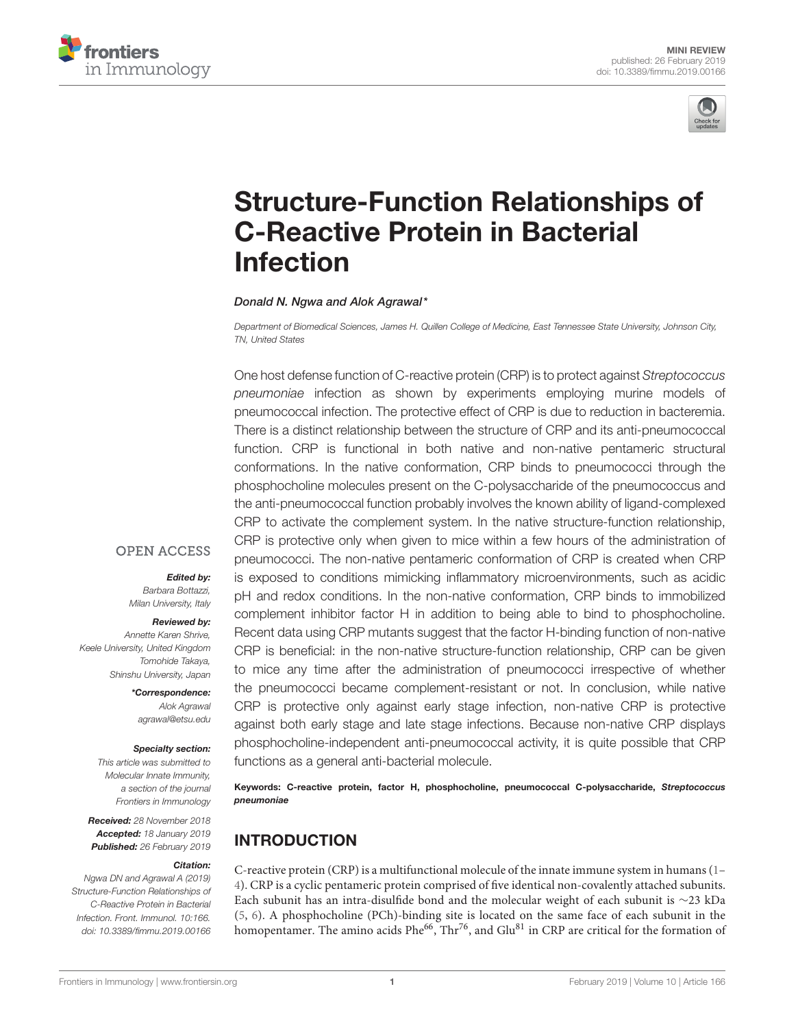# Structure-Function Relationships of C-Reactive Protein in Bacterial Infection

*Donald N. Ngwa and Alok Agrawal\**

*Department of Biomedical Sciences, James H. Quillen College of Medicine, East Tennessee State University, Johnson City, TN, United States*

One host defense function of C-reactive protein (CRP) is to protect against *Streptococcus pneumoniae* infection as shown by experiments employing murine models of pneumococcal infection. The protective effect of CRP is due to reduction in bacteremia. There is a distinct relationship between the structure of CRP and its anti-pneumococcal function. CRP is functional in both native and non-native pentameric structural conformations. In the native conformation, CRP binds to pneumococci through the phosphocholine molecules present on the C-polysaccharide of the pneumococcus and the anti-pneumococcal function probably involves the known ability of ligand-complexed CRP to activate the complement system. In the native structure-function relationship, CRP is protective only when given to mice within a few hours of the administration of pneumococci. The non-native pentameric conformation of CRP is created when CRP is exposed to conditions mimicking inflammatory microenvironments, such as acidic pH and redox conditions. In the non-native conformation, CRP binds to immobilized complement inhibitor factor H in addition to being able to bind to phosphocholine. Recent data using CRP mutants suggest that the factor H-binding function of non-native CRP is beneficial: in the non-native structure-function relationship, CRP can be given to mice any time after the administration of pneumococci irrespective of whether the pneumococci became complement-resistant or not. In conclusion, while native CRP is protective only against early stage infection, non-native CRP is protective against both early stage and late stage infections. Because non-native CRP displays phosphocholine-independent anti-pneumococcal activity, it is quite possible that CRP functions as a general anti-bacterial molecule.

**Keywords: C-reactive protein, factor H, phosphocholine, pneumococcal C-polysaccharide, *Streptococcus pneumoniae***

OPEN ACCESS

***Edited by:***
*Barbara Bottazzi, Milan University, Italy*

***Reviewed by:***
*Annette Karen Shrive, Keele University, United Kingdom*
*Tomohide Takaya, Shinshu University, Japan*

***\*Correspondence:***
*Alok Agrawal*
*agrawal@etsu.edu*

***Specialty section:***
*This article was submitted to Molecular Innate Immunity, a section of the journal Frontiers in Immunology*

***Received:*** *28 November 2018*
***Accepted:*** *18 January 2019*
***Published:*** *26 February 2019*

***Citation:***
*Ngwa DN and Agrawal A (2019) Structure-Function Relationships of C-Reactive Protein in Bacterial Infection. Front. Immunol. 10:166. doi: 10.3389/fimmu.2019.00166*

## INTRODUCTION

C-reactive protein (CRP) is a multifunctional molecule of the innate immune system in humans (1–4). CRP is a cyclic pentameric protein comprised of five identical non-covalently attached subunits. Each subunit has an intra-disulfide bond and the molecular weight of each subunit is ~23 kDa (5, 6). A phosphocholine (PCh)-binding site is located on the same face of each subunit in the homopentamer. The amino acids Phe[66], Thr[76], and Glu[81] in CRP are critical for the formation of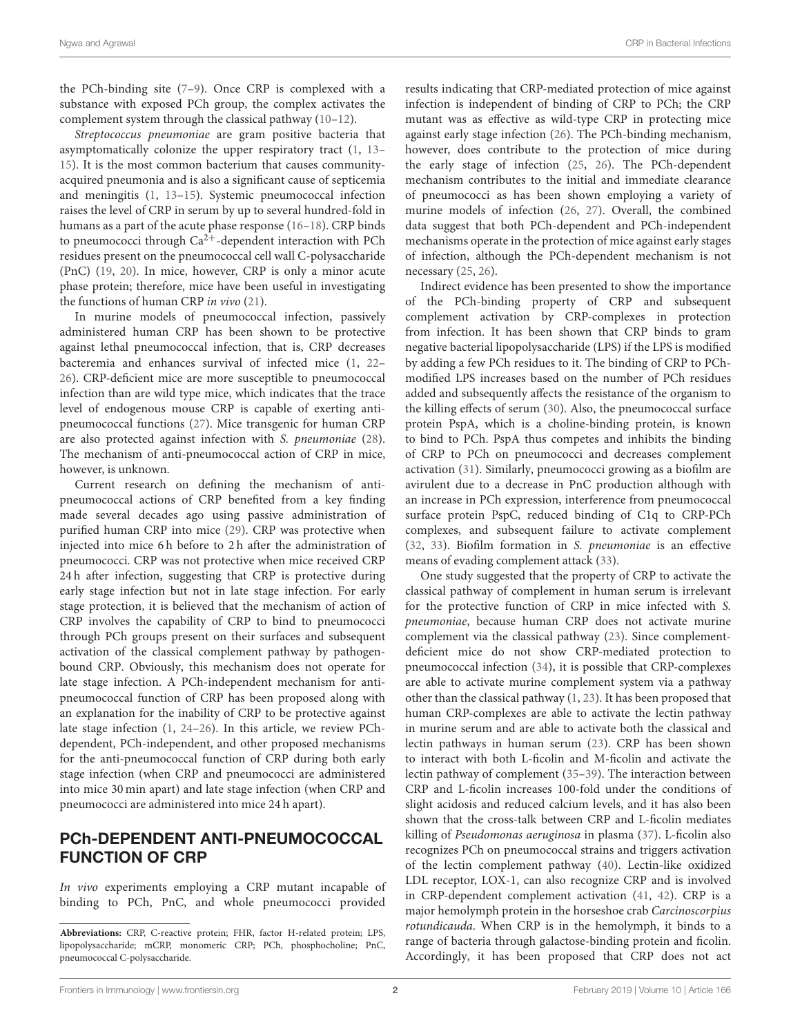the PCh-binding site (7–9). Once CRP is complexed with a substance with exposed PCh group, the complex activates the complement system through the classical pathway (10–12).

*Streptococcus pneumoniae* are gram positive bacteria that asymptomatically colonize the upper respiratory tract (1, 13–15). It is the most common bacterium that causes community-acquired pneumonia and is also a significant cause of septicemia and meningitis (1, 13–15). Systemic pneumococcal infection raises the level of CRP in serum by up to several hundred-fold in humans as a part of the acute phase response (16–18). CRP binds to pneumococci through $Ca^{2+}$-dependent interaction with PCh residues present on the pneumococcal cell wall C-polysaccharide (PnC) (19, 20). In mice, however, CRP is only a minor acute phase protein; therefore, mice have been useful in investigating the functions of human CRP *in vivo* (21).

In murine models of pneumococcal infection, passively administered human CRP has been shown to be protective against lethal pneumococcal infection, that is, CRP decreases bacteremia and enhances survival of infected mice (1, 22–26). CRP-deficient mice are more susceptible to pneumococcal infection than are wild type mice, which indicates that the trace level of endogenous mouse CRP is capable of exerting anti-pneumococcal functions (27). Mice transgenic for human CRP are also protected against infection with *S. pneumoniae* (28). The mechanism of anti-pneumococcal action of CRP in mice, however, is unknown.

Current research on defining the mechanism of anti-pneumococcal actions of CRP benefited from a key finding made several decades ago using passive administration of purified human CRP into mice (29). CRP was protective when injected into mice 6 h before to 2 h after the administration of pneumococci. CRP was not protective when mice received CRP 24 h after infection, suggesting that CRP is protective during early stage infection but not in late stage infection. For early stage protection, it is believed that the mechanism of action of CRP involves the capability of CRP to bind to pneumococci through PCh groups present on their surfaces and subsequent activation of the classical complement pathway by pathogen-bound CRP. Obviously, this mechanism does not operate for late stage infection. A PCh-independent mechanism for anti-pneumococcal function of CRP has been proposed along with an explanation for the inability of CRP to be protective against late stage infection (1, 24–26). In this article, we review PCh-dependent, PCh-independent, and other proposed mechanisms for the anti-pneumococcal function of CRP during both early stage infection (when CRP and pneumococci are administered into mice 30 min apart) and late stage infection (when CRP and pneumococci are administered into mice 24 h apart).

## PCh-DEPENDENT ANTI-PNEUMOCOCCAL FUNCTION OF CRP

*In vivo* experiments employing a CRP mutant incapable of binding to PCh, PnC, and whole pneumococci provided results indicating that CRP-mediated protection of mice against infection is independent of binding of CRP to PCh; the CRP mutant was as effective as wild-type CRP in protecting mice against early stage infection (26). The PCh-binding mechanism, however, does contribute to the protection of mice during the early stage of infection (25, 26). The PCh-dependent mechanism contributes to the initial and immediate clearance of pneumococci as has been shown employing a variety of murine models of infection (26, 27). Overall, the combined data suggest that both PCh-dependent and PCh-independent mechanisms operate in the protection of mice against early stages of infection, although the PCh-dependent mechanism is not necessary (25, 26).

Indirect evidence has been presented to show the importance of the PCh-binding property of CRP and subsequent complement activation by CRP-complexes in protection from infection. It has been shown that CRP binds to gram negative bacterial lipopolysaccharide (LPS) if the LPS is modified by adding a few PCh residues to it. The binding of CRP to PCh-modified LPS increases based on the number of PCh residues added and subsequently affects the resistance of the organism to the killing effects of serum (30). Also, the pneumococcal surface protein PspA, which is a choline-binding protein, is known to bind to PCh. PspA thus competes and inhibits the binding of CRP to PCh on pneumococci and decreases complement activation (31). Similarly, pneumococci growing as a biofilm are avirulent due to a decrease in PnC production although with an increase in PCh expression, interference from pneumococcal surface protein PspC, reduced binding of C1q to CRP-PCh complexes, and subsequent failure to activate complement (32, 33). Biofilm formation in *S. pneumoniae* is an effective means of evading complement attack (33).

One study suggested that the property of CRP to activate the classical pathway of complement in human serum is irrelevant for the protective function of CRP in mice infected with *S. pneumoniae*, because human CRP does not activate murine complement via the classical pathway (23). Since complement-deficient mice do not show CRP-mediated protection to pneumococcal infection (34), it is possible that CRP-complexes are able to activate murine complement system via a pathway other than the classical pathway (1, 23). It has been proposed that human CRP-complexes are able to activate the lectin pathway in murine serum and are able to activate both the classical and lectin pathways in human serum (23). CRP has been shown to interact with both L-ficolin and M-ficolin and activate the lectin pathway of complement (35–39). The interaction between CRP and L-ficolin increases 100-fold under the conditions of slight acidosis and reduced calcium levels, and it has also been shown that the cross-talk between CRP and L-ficolin mediates killing of *Pseudomonas aeruginosa* in plasma (37). L-ficolin also recognizes PCh on pneumococcal strains and triggers activation of the lectin complement pathway (40). Lectin-like oxidized LDL receptor, LOX-1, can also recognize CRP and is involved in CRP-dependent complement activation (41, 42). CRP is a major hemolymph protein in the horseshoe crab *Carcinoscorpius rotundicauda*. When CRP is in the hemolymph, it binds to a range of bacteria through galactose-binding protein and ficolin. Accordingly, it has been proposed that CRP does not act

**Abbreviations:** CRP, C-reactive protein; FHR, factor H-related protein; LPS, lipopolysaccharide; mCRP, monomeric CRP; PCh, phosphocholine; PnC, pneumococcal C-polysaccharide.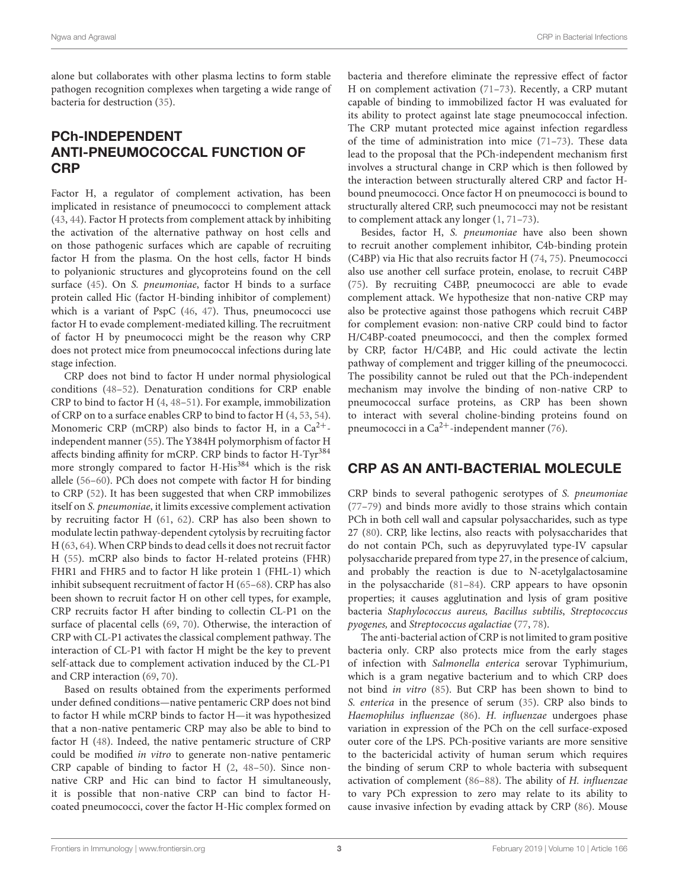alone but collaborates with other plasma lectins to form stable pathogen recognition complexes when targeting a wide range of bacteria for destruction (35).

## PCh-INDEPENDENT ANTI-PNEUMOCOCCAL FUNCTION OF CRP

Factor H, a regulator of complement activation, has been implicated in resistance of pneumococci to complement attack (43, 44). Factor H protects from complement attack by inhibiting the activation of the alternative pathway on host cells and on those pathogenic surfaces which are capable of recruiting factor H from the plasma. On the host cells, factor H binds to polyanionic structures and glycoproteins found on the cell surface (45). On *S. pneumoniae*, factor H binds to a surface protein called Hic (factor H-binding inhibitor of complement) which is a variant of PspC (46, 47). Thus, pneumococci use factor H to evade complement-mediated killing. The recruitment of factor H by pneumococci might be the reason why CRP does not protect mice from pneumococcal infections during late stage infection.

CRP does not bind to factor H under normal physiological conditions (48–52). Denaturation conditions for CRP enable CRP to bind to factor H (4, 48–51). For example, immobilization of CRP on to a surface enables CRP to bind to factor H (4, 53, 54). Monomeric CRP (mCRP) also binds to factor H, in a $Ca^{2+}$-independent manner (55). The Y384H polymorphism of factor H affects binding affinity for mCRP. CRP binds to factor H-Tyr[384] more strongly compared to factor H-His[384] which is the risk allele (56–60). PCh does not compete with factor H for binding to CRP (52). It has been suggested that when CRP immobilizes itself on *S. pneumoniae*, it limits excessive complement activation by recruiting factor H (61, 62). CRP has also been shown to modulate lectin pathway-dependent cytolysis by recruiting factor H (63, 64). When CRP binds to dead cells it does not recruit factor H (55). mCRP also binds to factor H-related proteins (FHR) FHR1 and FHR5 and to factor H like protein 1 (FHL-1) which inhibit subsequent recruitment of factor H (65–68). CRP has also been shown to recruit factor H on other cell types, for example, CRP recruits factor H after binding to collectin CL-P1 on the surface of placental cells (69, 70). Otherwise, the interaction of CRP with CL-P1 activates the classical complement pathway. The interaction of CL-P1 with factor H might be the key to prevent self-attack due to complement activation induced by the CL-P1 and CRP interaction (69, 70).

Based on results obtained from the experiments performed under defined conditions—native pentameric CRP does not bind to factor H while mCRP binds to factor H—it was hypothesized that a non-native pentameric CRP may also be able to bind to factor H (48). Indeed, the native pentameric structure of CRP could be modified *in vitro* to generate non-native pentameric CRP capable of binding to factor H (2, 48–50). Since non-native CRP and Hic can bind to factor H simultaneously, it is possible that non-native CRP can bind to factor H-coated pneumococci, cover the factor H-Hic complex formed on bacteria and therefore eliminate the repressive effect of factor H on complement activation (71–73). Recently, a CRP mutant capable of binding to immobilized factor H was evaluated for its ability to protect against late stage pneumococcal infection. The CRP mutant protected mice against infection regardless of the time of administration into mice (71–73). These data lead to the proposal that the PCh-independent mechanism first involves a structural change in CRP which is then followed by the interaction between structurally altered CRP and factor H-bound pneumococci. Once factor H on pneumococci is bound to structurally altered CRP, such pneumococci may not be resistant to complement attack any longer (1, 71–73).

Besides, factor H, *S. pneumoniae* have also been shown to recruit another complement inhibitor, C4b-binding protein (C4BP) via Hic that also recruits factor H (74, 75). Pneumococci also use another cell surface protein, enolase, to recruit C4BP (75). By recruiting C4BP, pneumococci are able to evade complement attack. We hypothesize that non-native CRP may also be protective against those pathogens which recruit C4BP for complement evasion: non-native CRP could bind to factor H/C4BP-coated pneumococci, and then the complex formed by CRP, factor H/C4BP, and Hic could activate the lectin pathway of complement and trigger killing of the pneumococci. The possibility cannot be ruled out that the PCh-independent mechanism may involve the binding of non-native CRP to pneumococcal surface proteins, as CRP has been shown to interact with several choline-binding proteins found on pneumococci in a $Ca^{2+}$-independent manner (76).

## CRP AS AN ANTI-BACTERIAL MOLECULE

CRP binds to several pathogenic serotypes of *S. pneumoniae* (77–79) and binds more avidly to those strains which contain PCh in both cell wall and capsular polysaccharides, such as type 27 (80). CRP, like lectins, also reacts with polysaccharides that do not contain PCh, such as depyruvylated type-IV capsular polysaccharide prepared from type 27, in the presence of calcium, and probably the reaction is due to N-acetylgalactosamine in the polysaccharide (81–84). CRP appears to have opsonin properties; it causes agglutination and lysis of gram positive bacteria *Staphylococcus aureus, Bacillus subtilis*, *Streptococcus pyogenes,* and *Streptococcus agalactiae* (77, 78).

The anti-bacterial action of CRP is not limited to gram positive bacteria only. CRP also protects mice from the early stages of infection with *Salmonella enterica* serovar Typhimurium, which is a gram negative bacterium and to which CRP does not bind *in vitro* (85). But CRP has been shown to bind to *S. enterica* in the presence of serum (35). CRP also binds to *Haemophilus influenzae* (86). *H. influenzae* undergoes phase variation in expression of the PCh on the cell surface-exposed outer core of the LPS. PCh-positive variants are more sensitive to the bactericidal activity of human serum which requires the binding of serum CRP to whole bacteria with subsequent activation of complement (86–88). The ability of *H. influenzae* to vary PCh expression to zero may relate to its ability to cause invasive infection by evading attack by CRP (86). Mouse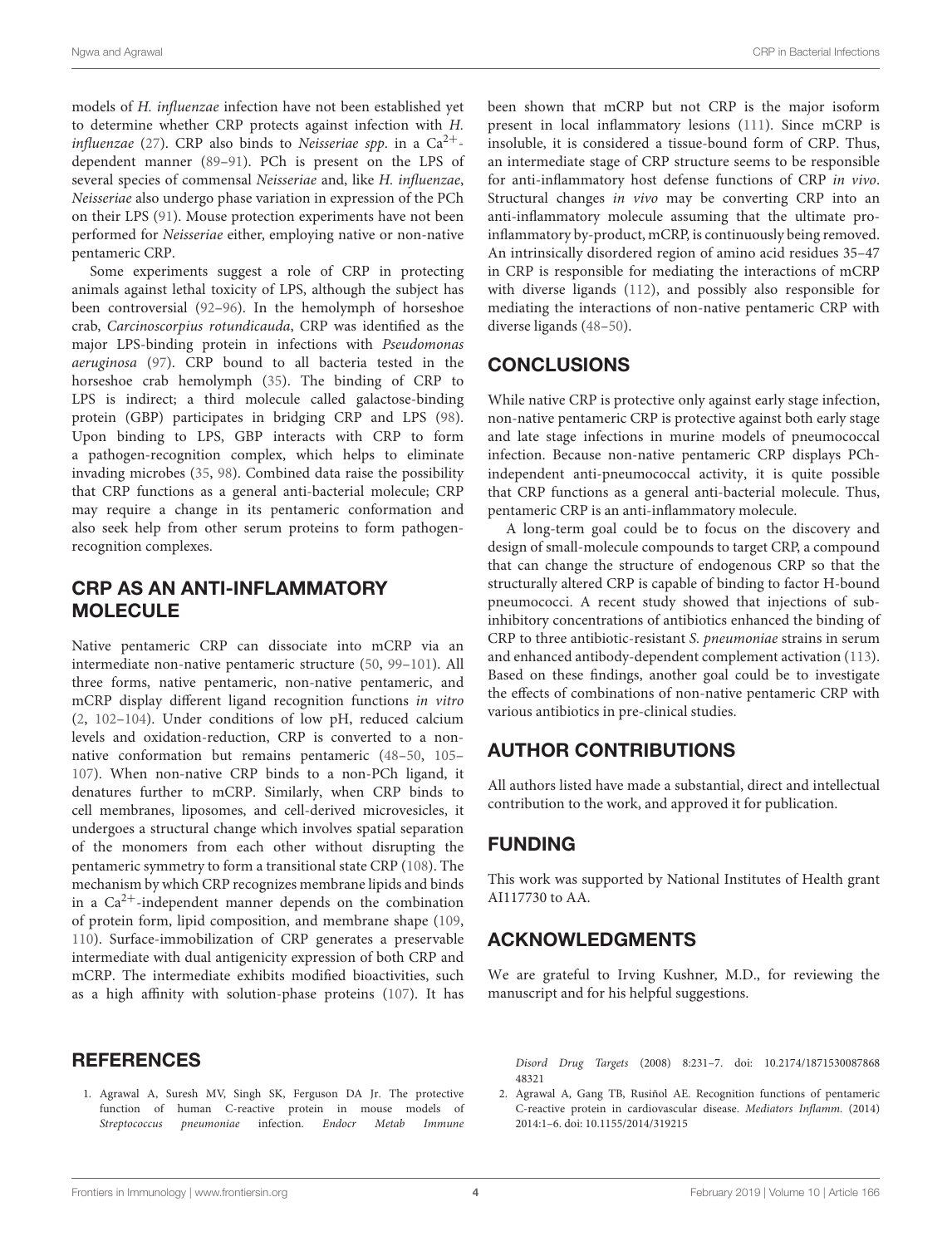models of *H. influenzae* infection have not been established yet to determine whether CRP protects against infection with *H. influenzae* (27). CRP also binds to *Neisseriae spp*. in a $Ca^{2+}$-dependent manner (89–91). PCh is present on the LPS of several species of commensal *Neisseriae* and, like *H. influenzae*, *Neisseriae* also undergo phase variation in expression of the PCh on their LPS (91). Mouse protection experiments have not been performed for *Neisseriae* either, employing native or non-native pentameric CRP.

Some experiments suggest a role of CRP in protecting animals against lethal toxicity of LPS, although the subject has been controversial (92–96). In the hemolymph of horseshoe crab, *Carcinoscorpius rotundicauda*, CRP was identified as the major LPS-binding protein in infections with *Pseudomonas aeruginosa* (97). CRP bound to all bacteria tested in the horseshoe crab hemolymph (35). The binding of CRP to LPS is indirect; a third molecule called galactose-binding protein (GBP) participates in bridging CRP and LPS (98). Upon binding to LPS, GBP interacts with CRP to form a pathogen-recognition complex, which helps to eliminate invading microbes (35, 98). Combined data raise the possibility that CRP functions as a general anti-bacterial molecule; CRP may require a change in its pentameric conformation and also seek help from other serum proteins to form pathogen-recognition complexes.

## CRP AS AN ANTI-INFLAMMATORY MOLECULE

Native pentameric CRP can dissociate into mCRP via an intermediate non-native pentameric structure (50, 99–101). All three forms, native pentameric, non-native pentameric, and mCRP display different ligand recognition functions *in vitro* (2, 102–104). Under conditions of low pH, reduced calcium levels and oxidation-reduction, CRP is converted to a non-native conformation but remains pentameric (48–50, 105–107). When non-native CRP binds to a non-PCh ligand, it denatures further to mCRP. Similarly, when CRP binds to cell membranes, liposomes, and cell-derived microvesicles, it undergoes a structural change which involves spatial separation of the monomers from each other without disrupting the pentameric symmetry to form a transitional state CRP (108). The mechanism by which CRP recognizes membrane lipids and binds in a $Ca^{2+}$-independent manner depends on the combination of protein form, lipid composition, and membrane shape (109, 110). Surface-immobilization of CRP generates a preservable intermediate with dual antigenicity expression of both CRP and mCRP. The intermediate exhibits modified bioactivities, such as a high affinity with solution-phase proteins (107). It has been shown that mCRP but not CRP is the major isoform present in local inflammatory lesions (111). Since mCRP is insoluble, it is considered a tissue-bound form of CRP. Thus, an intermediate stage of CRP structure seems to be responsible for anti-inflammatory host defense functions of CRP *in vivo*. Structural changes *in vivo* may be converting CRP into an anti-inflammatory molecule assuming that the ultimate pro-inflammatory by-product, mCRP, is continuously being removed. An intrinsically disordered region of amino acid residues 35–47 in CRP is responsible for mediating the interactions of mCRP with diverse ligands (112), and possibly also responsible for mediating the interactions of non-native pentameric CRP with diverse ligands (48–50).

## CONCLUSIONS

While native CRP is protective only against early stage infection, non-native pentameric CRP is protective against both early stage and late stage infections in murine models of pneumococcal infection. Because non-native pentameric CRP displays PCh-independent anti-pneumococcal activity, it is quite possible that CRP functions as a general anti-bacterial molecule. Thus, pentameric CRP is an anti-inflammatory molecule.

A long-term goal could be to focus on the discovery and design of small-molecule compounds to target CRP, a compound that can change the structure of endogenous CRP so that the structurally altered CRP is capable of binding to factor H-bound pneumococci. A recent study showed that injections of sub-inhibitory concentrations of antibiotics enhanced the binding of CRP to three antibiotic-resistant *S. pneumoniae* strains in serum and enhanced antibody-dependent complement activation (113). Based on these findings, another goal could be to investigate the effects of combinations of non-native pentameric CRP with various antibiotics in pre-clinical studies.

## AUTHOR CONTRIBUTIONS

All authors listed have made a substantial, direct and intellectual contribution to the work, and approved it for publication.

## FUNDING

This work was supported by National Institutes of Health grant AI117730 to AA.

## ACKNOWLEDGMENTS

We are grateful to Irving Kushner, M.D., for reviewing the manuscript and for his helpful suggestions.

## REFERENCES

1. Agrawal A, Suresh MV, Singh SK, Ferguson DA Jr. The protective function of human C-reactive protein in mouse models of *Streptococcus pneumoniae* infection. *Endocr Metab Immune Disord Drug Targets* (2008) 8:231–7. doi: 10.2174/187153008786848321
2. Agrawal A, Gang TB, Rusiñol AE. Recognition functions of pentameric C-reactive protein in cardiovascular disease. *Mediators Inflamm.* (2014) 2014:1–6. doi: 10.1155/2014/319215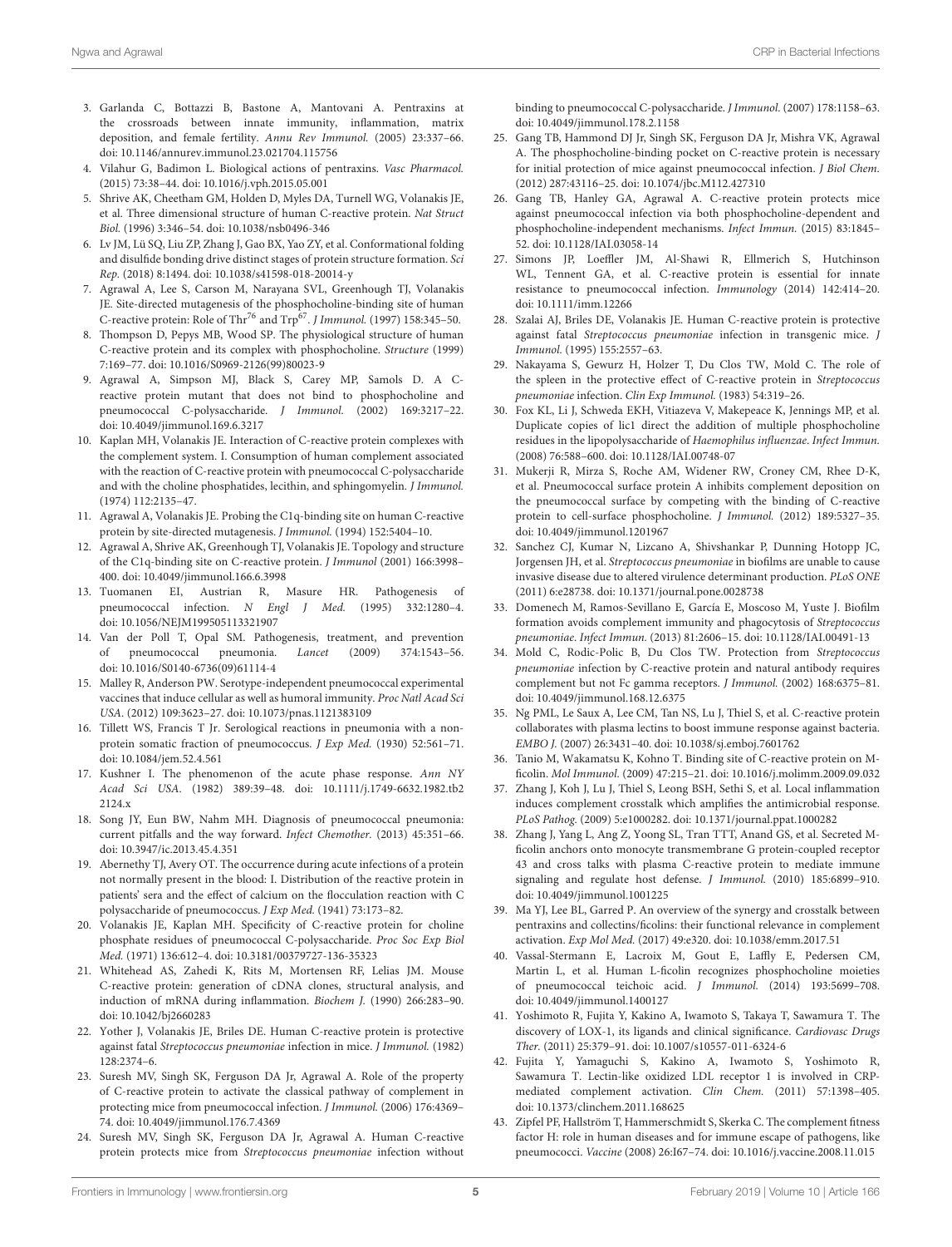3. Garlanda C, Bottazzi B, Bastone A, Mantovani A. Pentraxins at the crossroads between innate immunity, inflammation, matrix deposition, and female fertility. *Annu Rev Immunol.* (2005) 23:337–66. doi: 10.1146/annurev.immunol.23.021704.115756
4. Vilahur G, Badimon L. Biological actions of pentraxins. *Vasc Pharmacol.* (2015) 73:38–44. doi: 10.1016/j.vph.2015.05.001
5. Shrive AK, Cheetham GM, Holden D, Myles DA, Turnell WG, Volanakis JE, et al. Three dimensional structure of human C-reactive protein. *Nat Struct Biol.* (1996) 3:346–54. doi: 10.1038/nsb0496-346
6. Lv JM, Lü SQ, Liu ZP, Zhang J, Gao BX, Yao ZY, et al. Conformational folding and disulfide bonding drive distinct stages of protein structure formation. *Sci Rep.* (2018) 8:1494. doi: 10.1038/s41598-018-20014-y
7. Agrawal A, Lee S, Carson M, Narayana SVL, Greenhough TJ, Volanakis JE. Site-directed mutagenesis of the phosphocholine-binding site of human C-reactive protein: Role of $Thr^{76}$ and $Trp^{67}$. *J Immunol.* (1997) 158:345–50.
8. Thompson D, Pepys MB, Wood SP. The physiological structure of human C-reactive protein and its complex with phosphocholine. *Structure* (1999) 7:169–77. doi: 10.1016/S0969-2126(99)80023-9
9. Agrawal A, Simpson MJ, Black S, Carey MP, Samols D. A C-reactive protein mutant that does not bind to phosphocholine and pneumococcal C-polysaccharide. *J Immunol.* (2002) 169:3217–22. doi: 10.4049/jimmunol.169.6.3217
10. Kaplan MH, Volanakis JE. Interaction of C-reactive protein complexes with the complement system. I. Consumption of human complement associated with the reaction of C-reactive protein with pneumococcal C-polysaccharide and with the choline phosphatides, lecithin, and sphingomyelin. *J Immunol.* (1974) 112:2135–47.
11. Agrawal A, Volanakis JE. Probing the C1q-binding site on human C-reactive protein by site-directed mutagenesis. *J Immunol.* (1994) 152:5404–10.
12. Agrawal A, Shrive AK, Greenhough TJ, Volanakis JE. Topology and structure of the C1q-binding site on C-reactive protein. *J Immunol* (2001) 166:3998–400. doi: 10.4049/jimmunol.166.6.3998
13. Tuomanen EI, Austrian R, Masure HR. Pathogenesis of pneumococcal infection. *N Engl J Med.* (1995) 332:1280–4. doi: 10.1056/NEJM199505113321907
14. Van der Poll T, Opal SM. Pathogenesis, treatment, and prevention of pneumococcal pneumonia. *Lancet* (2009) 374:1543–56. doi: 10.1016/S0140-6736(09)61114-4
15. Malley R, Anderson PW. Serotype-independent pneumococcal experimental vaccines that induce cellular as well as humoral immunity. *Proc Natl Acad Sci USA.* (2012) 109:3623–27. doi: 10.1073/pnas.1121383109
16. Tillett WS, Francis T Jr. Serological reactions in pneumonia with a non-protein somatic fraction of pneumococcus. *J Exp Med.* (1930) 52:561–71. doi: 10.1084/jem.52.4.561
17. Kushner I. The phenomenon of the acute phase response. *Ann NY Acad Sci USA.* (1982) 389:39–48. doi: 10.1111/j.1749-6632.1982.tb22124.x
18. Song JY, Eun BW, Nahm MH. Diagnosis of pneumococcal pneumonia: current pitfalls and the way forward. *Infect Chemother.* (2013) 45:351–66. doi: 10.3947/ic.2013.45.4.351
19. Abernethy TJ, Avery OT. The occurrence during acute infections of a protein not normally present in the blood: I. Distribution of the reactive protein in patients' sera and the effect of calcium on the flocculation reaction with C polysaccharide of pneumococcus. *J Exp Med.* (1941) 73:173–82.
20. Volanakis JE, Kaplan MH. Specificity of C-reactive protein for choline phosphate residues of pneumococcal C-polysaccharide. *Proc Soc Exp Biol Med.* (1971) 136:612–4. doi: 10.3181/00379727-136-35323
21. Whitehead AS, Zahedi K, Rits M, Mortensen RF, Lelias JM. Mouse C-reactive protein: generation of cDNA clones, structural analysis, and induction of mRNA during inflammation. *Biochem J.* (1990) 266:283–90. doi: 10.1042/bj2660283
22. Yother J, Volanakis JE, Briles DE. Human C-reactive protein is protective against fatal *Streptococcus pneumoniae* infection in mice. *J Immunol.* (1982) 128:2374–6.
23. Suresh MV, Singh SK, Ferguson DA Jr, Agrawal A. Role of the property of C-reactive protein to activate the classical pathway of complement in protecting mice from pneumococcal infection. *J Immunol.* (2006) 176:4369–74. doi: 10.4049/jimmunol.176.7.4369
24. Suresh MV, Singh SK, Ferguson DA Jr, Agrawal A. Human C-reactive protein protects mice from *Streptococcus pneumoniae* infection without binding to pneumococcal C-polysaccharide. *J Immunol.* (2007) 178:1158–63. doi: 10.4049/jimmunol.178.2.1158
25. Gang TB, Hammond DJ Jr, Singh SK, Ferguson DA Jr, Mishra VK, Agrawal A. The phosphocholine-binding pocket on C-reactive protein is necessary for initial protection of mice against pneumococcal infection. *J Biol Chem.* (2012) 287:43116–25. doi: 10.1074/jbc.M112.427310
26. Gang TB, Hanley GA, Agrawal A. C-reactive protein protects mice against pneumococcal infection via both phosphocholine-dependent and phosphocholine-independent mechanisms. *Infect Immun.* (2015) 83:1845–52. doi: 10.1128/IAI.03058-14
27. Simons JP, Loeffler JM, Al-Shawi R, Ellmerich S, Hutchinson WL, Tennent GA, et al. C-reactive protein is essential for innate resistance to pneumococcal infection. *Immunology* (2014) 142:414–20. doi: 10.1111/imm.12266
28. Szalai AJ, Briles DE, Volanakis JE. Human C-reactive protein is protective against fatal *Streptococcus pneumoniae* infection in transgenic mice. *J Immunol.* (1995) 155:2557–63.
29. Nakayama S, Gewurz H, Holzer T, Du Clos TW, Mold C. The role of the spleen in the protective effect of C-reactive protein in *Streptococcus pneumoniae* infection. *Clin Exp Immunol.* (1983) 54:319–26.
30. Fox KL, Li J, Schweda EKH, Vitiazeva V, Makepeace K, Jennings MP, et al. Duplicate copies of lic1 direct the addition of multiple phosphocholine residues in the lipopolysaccharide of *Haemophilus influenzae*. *Infect Immun.* (2008) 76:588–600. doi: 10.1128/IAI.00748-07
31. Mukerji R, Mirza S, Roche AM, Widener RW, Croney CM, Rhee D-K, et al. Pneumococcal surface protein A inhibits complement deposition on the pneumococcal surface by competing with the binding of C-reactive protein to cell-surface phosphocholine. *J Immunol.* (2012) 189:5327–35. doi: 10.4049/jimmunol.1201967
32. Sanchez CJ, Kumar N, Lizcano A, Shivshankar P, Dunning Hotopp JC, Jorgensen JH, et al. *Streptococcus pneumoniae* in biofilms are unable to cause invasive disease due to altered virulence determinant production. *PLoS ONE* (2011) 6:e28738. doi: 10.1371/journal.pone.0028738
33. Domenech M, Ramos-Sevillano E, García E, Moscoso M, Yuste J. Biofilm formation avoids complement immunity and phagocytosis of *Streptococcus pneumoniae*. *Infect Immun.* (2013) 81:2606–15. doi: 10.1128/IAI.00491-13
34. Mold C, Rodic-Polic B, Du Clos TW. Protection from *Streptococcus pneumoniae* infection by C-reactive protein and natural antibody requires complement but not Fc gamma receptors. *J Immunol.* (2002) 168:6375–81. doi: 10.4049/jimmunol.168.12.6375
35. Ng PML, Le Saux A, Lee CM, Tan NS, Lu J, Thiel S, et al. C-reactive protein collaborates with plasma lectins to boost immune response against bacteria. *EMBO J.* (2007) 26:3431–40. doi: 10.1038/sj.emboj.7601762
36. Tanio M, Wakamatsu K, Kohno T. Binding site of C-reactive protein on M-ficolin. *Mol Immunol.* (2009) 47:215–21. doi: 10.1016/j.molimm.2009.09.032
37. Zhang J, Koh J, Lu J, Thiel S, Leong BSH, Sethi S, et al. Local inflammation induces complement crosstalk which amplifies the antimicrobial response. *PLoS Pathog.* (2009) 5:e1000282. doi: 10.1371/journal.ppat.1000282
38. Zhang J, Yang L, Ang Z, Yoong SL, Tran TTT, Anand GS, et al. Secreted M-ficolin anchors onto monocyte transmembrane G protein-coupled receptor 43 and cross talks with plasma C-reactive protein to mediate immune signaling and regulate host defense. *J Immunol.* (2010) 185:6899–910. doi: 10.4049/jimmunol.1001225
39. Ma YJ, Lee BL, Garred P. An overview of the synergy and crosstalk between pentraxins and collectins/ficolins: their functional relevance in complement activation. *Exp Mol Med.* (2017) 49:e320. doi: 10.1038/emm.2017.51
40. Vassal-Stermann E, Lacroix M, Gout E, Laffly E, Pedersen CM, Martin L, et al. Human L-ficolin recognizes phosphocholine moieties of pneumococcal teichoic acid. *J Immunol.* (2014) 193:5699–708. doi: 10.4049/jimmunol.1400127
41. Yoshimoto R, Fujita Y, Kakino A, Iwamoto S, Takaya T, Sawamura T. The discovery of LOX-1, its ligands and clinical significance. *Cardiovasc Drugs Ther.* (2011) 25:379–91. doi: 10.1007/s10557-011-6324-6
42. Fujita Y, Yamaguchi S, Kakino A, Iwamoto S, Yoshimoto R, Sawamura T. Lectin-like oxidized LDL receptor 1 is involved in CRP-mediated complement activation. *Clin Chem.* (2011) 57:1398–405. doi: 10.1373/clinchem.2011.168625
43. Zipfel PF, Hallström T, Hammerschmidt S, Skerka C. The complement fitness factor H: role in human diseases and for immune escape of pathogens, like pneumococci. *Vaccine* (2008) 26:I67–74. doi: 10.1016/j.vaccine.2008.11.015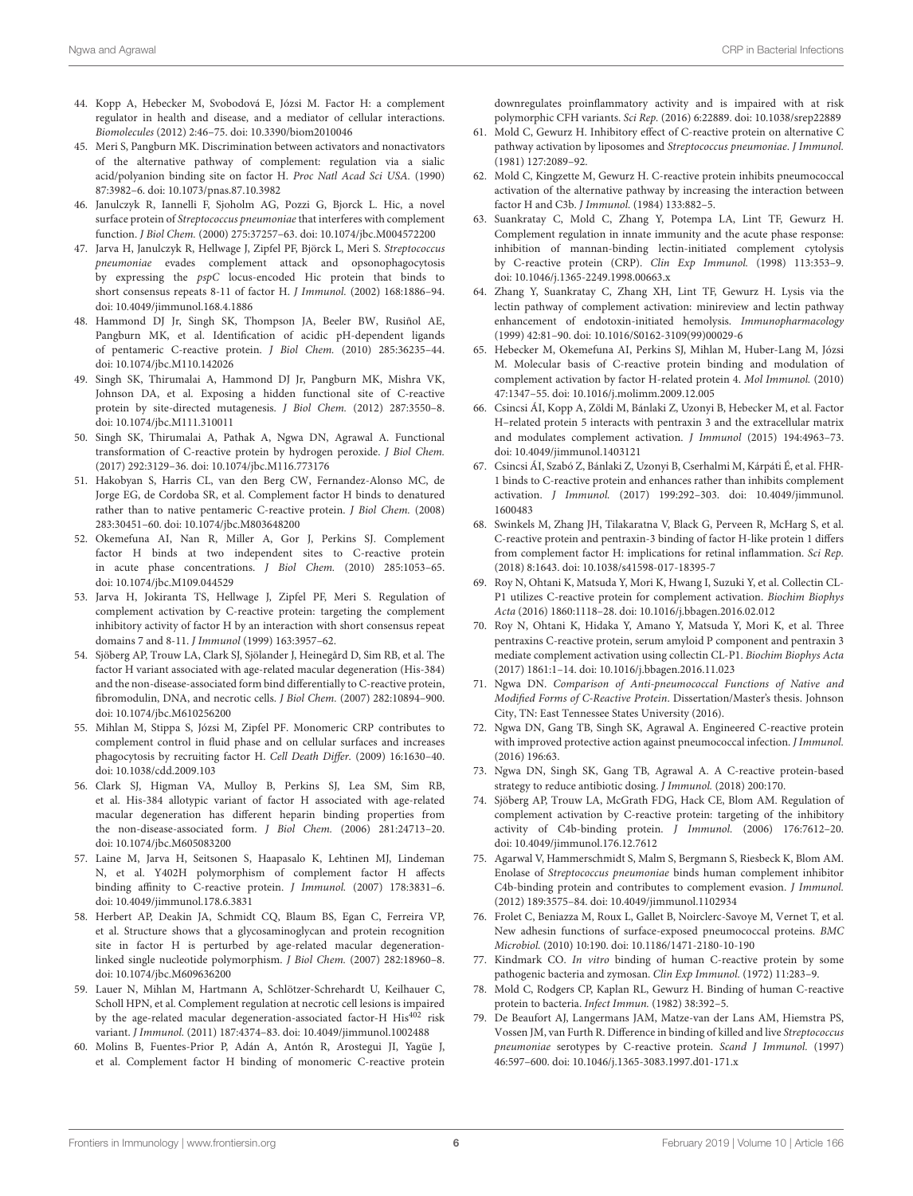44. Kopp A, Hebecker M, Svobodová E, Józsi M. Factor H: a complement regulator in health and disease, and a mediator of cellular interactions. *Biomolecules* (2012) 2:46–75. doi: 10.3390/biom2010046
45. Meri S, Pangburn MK. Discrimination between activators and nonactivators of the alternative pathway of complement: regulation via a sialic acid/polyanion binding site on factor H. *Proc Natl Acad Sci USA*. (1990) 87:3982–6. doi: 10.1073/pnas.87.10.3982
46. Janulczyk R, Iannelli F, Sjoholm AG, Pozzi G, Bjorck L. Hic, a novel surface protein of *Streptococcus pneumoniae* that interferes with complement function. *J Biol Chem.* (2000) 275:37257–63. doi: 10.1074/jbc.M004572200
47. Jarva H, Janulczyk R, Hellwage J, Zipfel PF, Björck L, Meri S. *Streptococcus pneumoniae* evades complement attack and opsonophagocytosis by expressing the *pspC* locus-encoded Hic protein that binds to short consensus repeats 8-11 of factor H. *J Immunol.* (2002) 168:1886–94. doi: 10.4049/jimmunol.168.4.1886
48. Hammond DJ Jr, Singh SK, Thompson JA, Beeler BW, Rusiñol AE, Pangburn MK, et al. Identification of acidic pH-dependent ligands of pentameric C-reactive protein. *J Biol Chem.* (2010) 285:36235–44. doi: 10.1074/jbc.M110.142026
49. Singh SK, Thirumalai A, Hammond DJ Jr, Pangburn MK, Mishra VK, Johnson DA, et al. Exposing a hidden functional site of C-reactive protein by site-directed mutagenesis. *J Biol Chem.* (2012) 287:3550–8. doi: 10.1074/jbc.M111.310011
50. Singh SK, Thirumalai A, Pathak A, Ngwa DN, Agrawal A. Functional transformation of C-reactive protein by hydrogen peroxide. *J Biol Chem.* (2017) 292:3129–36. doi: 10.1074/jbc.M116.773176
51. Hakobyan S, Harris CL, van den Berg CW, Fernandez-Alonso MC, de Jorge EG, de Cordoba SR, et al. Complement factor H binds to denatured rather than to native pentameric C-reactive protein. *J Biol Chem.* (2008) 283:30451–60. doi: 10.1074/jbc.M803648200
52. Okemefuna AI, Nan R, Miller A, Gor J, Perkins SJ. Complement factor H binds at two independent sites to C-reactive protein in acute phase concentrations. *J Biol Chem.* (2010) 285:1053–65. doi: 10.1074/jbc.M109.044529
53. Jarva H, Jokiranta TS, Hellwage J, Zipfel PF, Meri S. Regulation of complement activation by C-reactive protein: targeting the complement inhibitory activity of factor H by an interaction with short consensus repeat domains 7 and 8-11. *J Immunol* (1999) 163:3957–62.
54. Sjöberg AP, Trouw LA, Clark SJ, Sjölander J, Heinegård D, Sim RB, et al. The factor H variant associated with age-related macular degeneration (His-384) and the non-disease-associated form bind differentially to C-reactive protein, fibromodulin, DNA, and necrotic cells. *J Biol Chem.* (2007) 282:10894–900. doi: 10.1074/jbc.M610256200
55. Mihlan M, Stippa S, Józsi M, Zipfel PF. Monomeric CRP contributes to complement control in fluid phase and on cellular surfaces and increases phagocytosis by recruiting factor H. *Cell Death Differ.* (2009) 16:1630–40. doi: 10.1038/cdd.2009.103
56. Clark SJ, Higman VA, Mulloy B, Perkins SJ, Lea SM, Sim RB, et al. His-384 allotypic variant of factor H associated with age-related macular degeneration has different heparin binding properties from the non-disease-associated form. *J Biol Chem.* (2006) 281:24713–20. doi: 10.1074/jbc.M605083200
57. Laine M, Jarva H, Seitsonen S, Haapasalo K, Lehtinen MJ, Lindeman N, et al. Y402H polymorphism of complement factor H affects binding affinity to C-reactive protein. *J Immunol.* (2007) 178:3831–6. doi: 10.4049/jimmunol.178.6.3831
58. Herbert AP, Deakin JA, Schmidt CQ, Blaum BS, Egan C, Ferreira VP, et al. Structure shows that a glycosaminoglycan and protein recognition site in factor H is perturbed by age-related macular degeneration-linked single nucleotide polymorphism. *J Biol Chem.* (2007) 282:18960–8. doi: 10.1074/jbc.M609636200
59. Lauer N, Mihlan M, Hartmann A, Schlötzer-Schrehardt U, Keilhauer C, Scholl HPN, et al. Complement regulation at necrotic cell lesions is impaired by the age-related macular degeneration-associated factor-H His[402] risk variant. *J Immunol.* (2011) 187:4374–83. doi: 10.4049/jimmunol.1002488
60. Molins B, Fuentes-Prior P, Adán A, Antón R, Arostegui JI, Yagüe J, et al. Complement factor H binding of monomeric C-reactive protein downregulates proinflammatory activity and is impaired with at risk polymorphic CFH variants. *Sci Rep.* (2016) 6:22889. doi: 10.1038/srep22889
61. Mold C, Gewurz H. Inhibitory effect of C-reactive protein on alternative C pathway activation by liposomes and *Streptococcus pneumoniae*. *J Immunol.* (1981) 127:2089–92.
62. Mold C, Kingzette M, Gewurz H. C-reactive protein inhibits pneumococcal activation of the alternative pathway by increasing the interaction between factor H and C3b. *J Immunol.* (1984) 133:882–5.
63. Suankratay C, Mold C, Zhang Y, Potempa LA, Lint TF, Gewurz H. Complement regulation in innate immunity and the acute phase response: inhibition of mannan-binding lectin-initiated complement cytolysis by C-reactive protein (CRP). *Clin Exp Immunol.* (1998) 113:353–9. doi: 10.1046/j.1365-2249.1998.00663.x
64. Zhang Y, Suankratay C, Zhang XH, Lint TF, Gewurz H. Lysis via the lectin pathway of complement activation: minireview and lectin pathway enhancement of endotoxin-initiated hemolysis. *Immunopharmacology* (1999) 42:81–90. doi: 10.1016/S0162-3109(99)00029-6
65. Hebecker M, Okemefuna AI, Perkins SJ, Mihlan M, Huber-Lang M, Józsi M. Molecular basis of C-reactive protein binding and modulation of complement activation by factor H-related protein 4. *Mol Immunol.* (2010) 47:1347–55. doi: 10.1016/j.molimm.2009.12.005
66. Csincsi ÁI, Kopp A, Zöldi M, Bánlaki Z, Uzonyi B, Hebecker M, et al. Factor H–related protein 5 interacts with pentraxin 3 and the extracellular matrix and modulates complement activation. *J Immunol* (2015) 194:4963–73. doi: 10.4049/jimmunol.1403121
67. Csincsi ÁI, Szabó Z, Bánlaki Z, Uzonyi B, Cserhalmi M, Kárpáti É, et al. FHR-1 binds to C-reactive protein and enhances rather than inhibits complement activation. *J Immunol.* (2017) 199:292–303. doi: 10.4049/jimmunol.1600483
68. Swinkels M, Zhang JH, Tilakaratna V, Black G, Perveen R, McHarg S, et al. C-reactive protein and pentraxin-3 binding of factor H-like protein 1 differs from complement factor H: implications for retinal inflammation. *Sci Rep.* (2018) 8:1643. doi: 10.1038/s41598-017-18395-7
69. Roy N, Ohtani K, Matsuda Y, Mori K, Hwang I, Suzuki Y, et al. Collectin CL-P1 utilizes C-reactive protein for complement activation. *Biochim Biophys Acta* (2016) 1860:1118–28. doi: 10.1016/j.bbagen.2016.02.012
70. Roy N, Ohtani K, Hidaka Y, Amano Y, Matsuda Y, Mori K, et al. Three pentraxins C-reactive protein, serum amyloid P component and pentraxin 3 mediate complement activation using collectin CL-P1. *Biochim Biophys Acta* (2017) 1861:1–14. doi: 10.1016/j.bbagen.2016.11.023
71. Ngwa DN. *Comparison of Anti-pneumococcal Functions of Native and Modified Forms of C-Reactive Protein*. Dissertation/Master's thesis. Johnson City, TN: East Tennessee States University (2016).
72. Ngwa DN, Gang TB, Singh SK, Agrawal A. Engineered C-reactive protein with improved protective action against pneumococcal infection. *J Immunol.* (2016) 196:63.
73. Ngwa DN, Singh SK, Gang TB, Agrawal A. A C-reactive protein-based strategy to reduce antibiotic dosing. *J Immunol.* (2018) 200:170.
74. Sjöberg AP, Trouw LA, McGrath FDG, Hack CE, Blom AM. Regulation of complement activation by C-reactive protein: targeting of the inhibitory activity of C4b-binding protein. *J Immunol.* (2006) 176:7612–20. doi: 10.4049/jimmunol.176.12.7612
75. Agarwal V, Hammerschmidt S, Malm S, Bergmann S, Riesbeck K, Blom AM. Enolase of *Streptococcus pneumoniae* binds human complement inhibitor C4b-binding protein and contributes to complement evasion. *J Immunol.* (2012) 189:3575–84. doi: 10.4049/jimmunol.1102934
76. Frolet C, Beniazza M, Roux L, Gallet B, Noirclerc-Savoye M, Vernet T, et al. New adhesin functions of surface-exposed pneumococcal proteins. *BMC Microbiol.* (2010) 10:190. doi: 10.1186/1471-2180-10-190
77. Kindmark CO. *In vitro* binding of human C-reactive protein by some pathogenic bacteria and zymosan. *Clin Exp Immunol.* (1972) 11:283–9.
78. Mold C, Rodgers CP, Kaplan RL, Gewurz H. Binding of human C-reactive protein to bacteria. *Infect Immun.* (1982) 38:392–5.
79. De Beaufort AJ, Langermans JAM, Matze-van der Lans AM, Hiemstra PS, Vossen JM, van Furth R. Difference in binding of killed and live *Streptococcus pneumoniae* serotypes by C-reactive protein. *Scand J Immunol.* (1997) 46:597–600. doi: 10.1046/j.1365-3083.1997.d01-171.x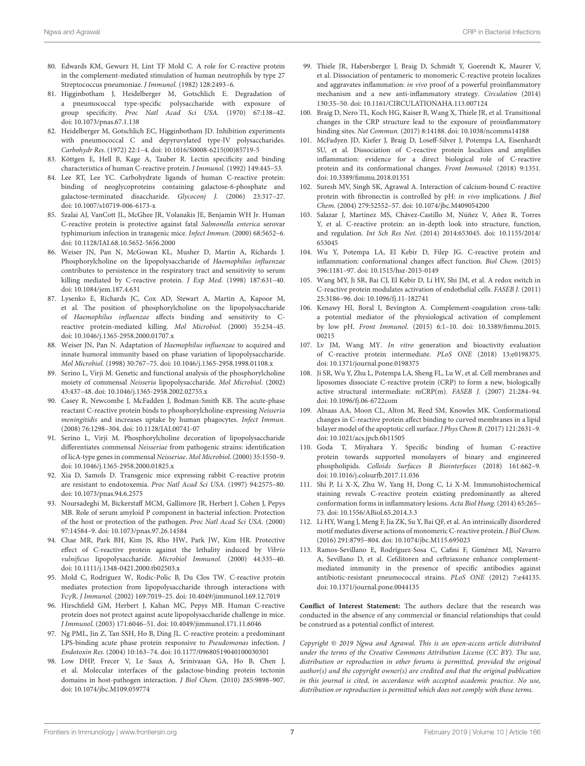80. Edwards KM, Gewurz H, Lint TF Mold C. A role for C-reactive protein in the complement-mediated stimulation of human neutrophils by type 27 Streptococcus pneumoniae. *J Immunol.* (1982) 128:2493–6.
81. Higginbotham J, Heidelberger M, Gotschlich E. Degradation of a pneumococcal type-specific polysaccharide with exposure of group specificity. *Proc Natl Acad Sci USA.* (1970) 67:138–42. doi: 10.1073/pnas.67.1.138
82. Heidelberger M, Gotschlich EC, Higginbotham JD. Inhibition experiments with pneumococcal C and depyruvylated type-IV polysaccharides. *Carbohydr Res.* (1972) 22:1–4. doi: 10.1016/S0008-6215(00)85719-5
83. Köttgen E, Hell B, Kage A, Tauber R. Lectin specificity and binding characteristics of human C-reactive protein. *J Immunol.* (1992) 149:445–53.
84. Lee RT, Lee YC. Carbohydrate ligands of human C-reactive protein: binding of neoglycoproteins containing galactose-6-phosphate and galactose-terminated disaccharide. *Glycoconj J.* (2006) 23:317–27. doi: 10.1007/s10719-006-6173-x
85. Szalai AJ, VanCott JL, McGhee JR, Volanakis JE, Benjamin WH Jr. Human C-reactive protein is protective against fatal *Salmonella enterica* serovar typhimurium infection in transgenic mice. *Infect Immun.* (2000) 68:5652–6. doi: 10.1128/IAI.68.10.5652-5656.2000
86. Weiser JN, Pan N, McGowan KL, Musher D, Martin A, Richards J. Phosphorylcholine on the lipopolysaccharide of *Haemophilus influenzae* contributes to persistence in the respiratory tract and sensitivity to serum killing mediated by C-reactive protein. *J Exp Med.* (1998) 187:631–40. doi: 10.1084/jem.187.4.631
87. Lysenko E, Richards JC, Cox AD, Stewart A, Martin A, Kapoor M, et al. The position of phosphorylcholine on the lipopolysaccharide of *Haemophilus influenzae* affects binding and sensitivity to C-reactive protein-mediated killing. *Mol Microbiol.* (2000) 35:234–45. doi: 10.1046/j.1365-2958.2000.01707.x
88. Weiser JN, Pan N. Adaptation of *Haemophilus influenzae* to acquired and innate humoral immunity based on phase variation of lipopolysaccharide. *Mol Microbiol.* (1998) 30:767–75. doi: 10.1046/j.1365-2958.1998.01108.x
89. Serino L, Virji M. Genetic and functional analysis of the phosphorylcholine moiety of commensal *Neisseria* lipopolysaccharide. *Mol Microbiol.* (2002) 43:437–48. doi: 10.1046/j.1365-2958.2002.02755.x
90. Casey R, Newcombe J, McFadden J, Bodman-Smith KB. The acute-phase reactant C-reactive protein binds to phosphorylcholine-expressing *Neisseria meningitidis* and increases uptake by human phagocytes. *Infect Immun.* (2008) 76:1298–304. doi: 10.1128/IAI.00741-07
91. Serino L, Virji M. Phosphorylcholine decoration of lipopolysaccharide differentiates commensal *Neisseriae* from pathogenic strains: identification of licA-type genes in commensal *Neisseriae*. *Mol Microbiol.* (2000) 35:1550–9. doi: 10.1046/j.1365-2958.2000.01825.x
92. Xia D, Samols D. Transgenic mice expressing rabbit C-reactive protein are resistant to endotoxemia. *Proc Natl Acad Sci USA.* (1997) 94:2575–80. doi: 10.1073/pnas.94.6.2575
93. Noursadeghi M, Bickerstaff MCM, Gallimore JR, Herbert J, Cohen J, Pepys MB. Role of serum amyloid P component in bacterial infection: Protection of the host or protection of the pathogen. *Proc Natl Acad Sci USA.* (2000) 97:14584–9. doi: 10.1073/pnas.97.26.14584
94. Chae MR, Park BH, Kim JS, Rho HW, Park JW, Kim HR. Protective effect of C-reactive protein against the lethality induced by *Vibrio vulnificus* lipopolysaccharide. *Microbiol Immunol.* (2000) 44:335–40. doi: 10.1111/j.1348-0421.2000.tb02503.x
95. Mold C, Rodriguez W, Rodic-Polic B, Du Clos TW. C-reactive protein mediates protection from lipopolysaccharide through interactions with FcγR. *J Immunol.* (2002) 169:7019–25. doi: 10.4049/jimmunol.169.12.7019
96. Hirschfield GM, Herbert J, Kahan MC, Pepys MB. Human C-reactive protein does not protect against acute lipopolysaccharide challenge in mice. *J Immunol.* (2003) 171:6046–51. doi: 10.4049/jimmunol.171.11.6046
97. Ng PML, Jin Z, Tan SSH, Ho B, Ding JL. C-reactive protein: a predominant LPS-binding acute phase protein responsive to *Pseudomonas* infection. *J Endotoxin Res.* (2004) 10:163–74. doi: 10.1177/09680519040100030301
98. Low DHP, Frecer V, Le Saux A, Srinivasan GA, Ho B, Chen J, et al. Molecular interfaces of the galactose-binding protein tectonin domains in host-pathogen interaction. *J Biol Chem.* (2010) 285:9898–907. doi: 10.1074/jbc.M109.059774
99. Thiele JR, Habersberger J, Braig D, Schmidt Y, Goerendt K, Maurer V, et al. Dissociation of pentameric to monomeric C-reactive protein localizes and aggravates inflammation: *in vivo* proof of a powerful proinflammatory mechanism and a new anti-inflammatory strategy. *Circulation* (2014) 130:35–50. doi: 10.1161/CIRCULATIONAHA.113.007124
100. Braig D, Nero TL, Koch HG, Kaiser B, Wang X, Thiele JR, et al. Transitional changes in the CRP structure lead to the exposure of proinflammatory binding sites. *Nat Commun.* (2017) 8:14188. doi: 10.1038/ncomms14188
101. McFadyen JD, Kiefer J, Braig D, Loseff-Silver J, Potempa LA, Eisenhardt SU, et al. Dissociation of C-reactive protein localizes and amplifies inflammation: evidence for a direct biological role of C-reactive protein and its conformational changes. *Front Immunol.* (2018) 9:1351. doi: 10.3389/fimmu.2018.01351
102. Suresh MV, Singh SK, Agrawal A. Interaction of calcium-bound C-reactive protein with fibronectin is controlled by pH: *in vivo* implications. *J Biol Chem.* (2004) 279:52552–57. doi: 10.1074/jbc.M409054200
103. Salazar J, Martínez MS, Chávez-Castillo M, Núñez V, Añez R, Torres Y, et al. C-reactive protein: an in-depth look into structure, function, and regulation. *Int Sch Res Not.* (2014) 2014:653045. doi: 10.1155/2014/653045
104. Wu Y, Potempa LA, El Kebir D, Filep JG. C-reactive protein and inflammation: conformational changes affect function. *Biol Chem.* (2015) 396:1181–97. doi: 10.1515/hsz-2015-0149
105. Wang MY, Ji SR, Bai CJ, El Kebir D, Li HY, Shi JM, et al. A redox switch in C-reactive protein modulates activation of endothelial cells. *FASEB J.* (2011) 25:3186–96. doi: 10.1096/fj.11-182741
106. Kenawy HI, Boral I, Bevington A. Complement-coagulation cross-talk: a potential mediator of the physiological activation of complement by low pH. *Front Immunol.* (2015) 6:1–10. doi: 10.3389/fimmu.2015.00215
107. Lv JM, Wang MY. *In vitro* generation and bioactivity evaluation of C-reactive protein intermediate. *PLoS ONE* (2018) 13:e0198375. doi: 10.1371/journal.pone.0198375
108. Ji SR, Wu Y, Zhu L, Potempa LA, Sheng FL, Lu W, et al. Cell membranes and liposomes dissociate C-reactive protein (CRP) to form a new, biologically active structural intermediate: mCRP(m). *FASEB J.* (2007) 21:284–94. doi: 10.1096/fj.06-6722com
109. Alnaas AA, Moon CL, Alton M, Reed SM, Knowles MK. Conformational changes in C-reactive protein affect binding to curved membranes in a lipid bilayer model of the apoptotic cell surface. *J Phys Chem B.* (2017) 121:2631–9. doi: 10.1021/acs.jpcb.6b11505
110. Goda T, Miyahara Y. Specific binding of human C-reactive protein towards supported monolayers of binary and engineered phospholipids. *Colloids Surfaces B Biointerfaces* (2018) 161:662–9. doi: 10.1016/j.colsurfb.2017.11.036
111. Shi P, Li X-X, Zhu W, Yang H, Dong C, Li X-M. Immunohistochemical staining reveals C-reactive protein existing predominantly as altered conformation forms in inflammatory lesions. *Acta Biol Hung.* (2014) 65:265–73. doi: 10.1556/ABiol.65.2014.3.3
112. Li HY, Wang J, Meng F, Jia ZK, Su Y, Bai QF, et al. An intrinsically disordered motif mediates diverse actions of monomeric C-reactive protein. *J Biol Chem.* (2016) 291:8795–804. doi: 10.1074/jbc.M115.695023
113. Ramos-Sevillano E, Rodríguez-Sosa C, Cafini F, Giménez MJ, Navarro A, Sevillano D, et al. Cefditoren and ceftriaxone enhance complement-mediated immunity in the presence of specific antibodies against antibiotic-resistant pneumococcal strains. *PLoS ONE* (2012) 7:e44135. doi: 10.1371/journal.pone.0044135

**Conflict of Interest Statement:** The authors declare that the research was conducted in the absence of any commercial or financial relationships that could be construed as a potential conflict of interest.

*Copyright © 2019 Ngwa and Agrawal. This is an open-access article distributed under the terms of the Creative Commons Attribution License (CC BY). The use, distribution or reproduction in other forums is permitted, provided the original author(s) and the copyright owner(s) are credited and that the original publication in this journal is cited, in accordance with accepted academic practice. No use, distribution or reproduction is permitted which does not comply with these terms.*